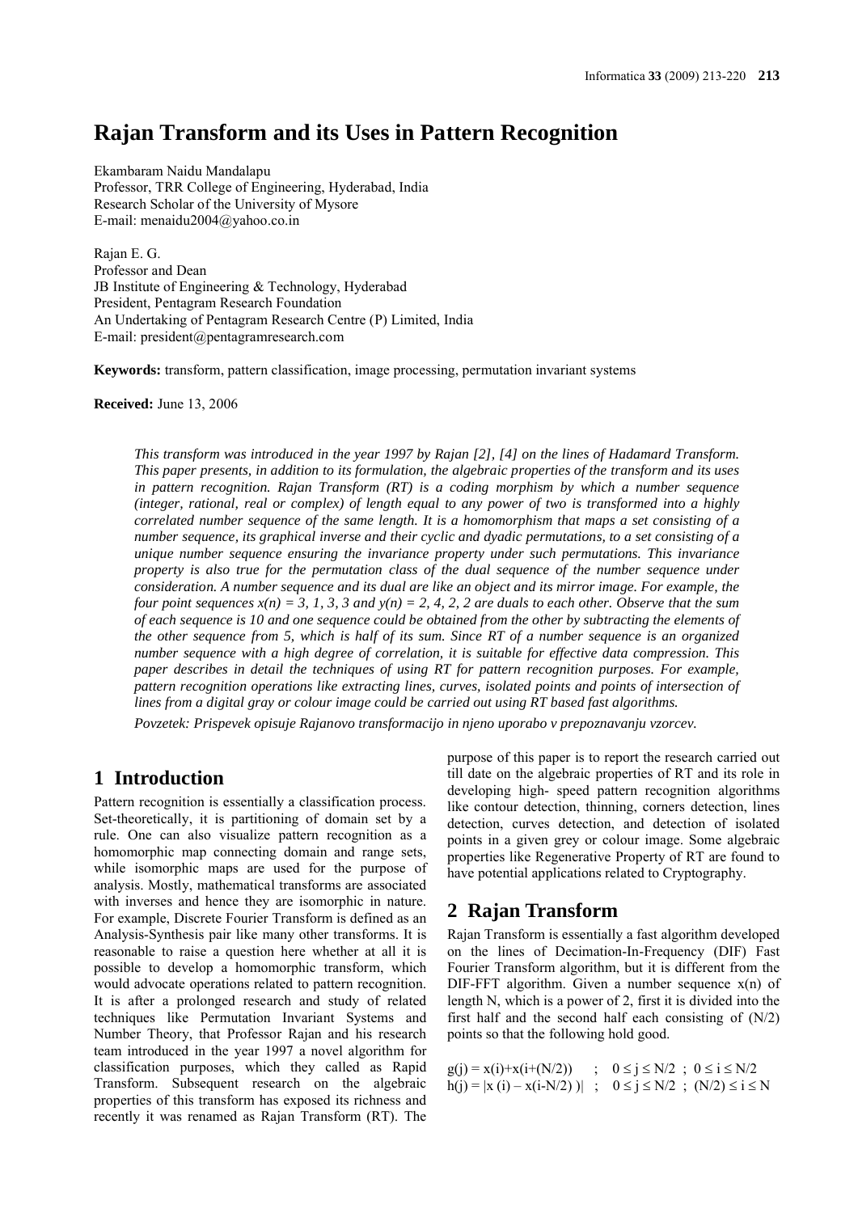# Rajan Transform and its Uses in Pattern Recognition

Ekambaram Naidu Mandalapu
Professor, TRR College of Engineering, Hyderabad, India
Research Scholar of the University of Mysore
E-mail: menaidu2004@yahoo.co.in

Rajan E. G.
Professor and Dean
JB Institute of Engineering & Technology, Hyderabad
President, Pentagram Research Foundation
An Undertaking of Pentagram Research Centre (P) Limited, India
E-mail: president@pentagramresearch.com

**Keywords:** transform, pattern classification, image processing, permutation invariant systems

**Received:** June 13, 2006

*This transform was introduced in the year 1997 by Rajan [2], [4] on the lines of Hadamard Transform. This paper presents, in addition to its formulation, the algebraic properties of the transform and its uses in pattern recognition. Rajan Transform (RT) is a coding morphism by which a number sequence (integer, rational, real or complex) of length equal to any power of two is transformed into a highly correlated number sequence of the same length. It is a homomorphism that maps a set consisting of a number sequence, its graphical inverse and their cyclic and dyadic permutations, to a set consisting of a unique number sequence ensuring the invariance property under such permutations. This invariance property is also true for the permutation class of the dual sequence of the number sequence under consideration. A number sequence and its dual are like an object and its mirror image. For example, the four point sequences x(n) = 3, 1, 3, 3 and y(n) = 2, 4, 2, 2 are duals to each other. Observe that the sum of each sequence is 10 and one sequence could be obtained from the other by subtracting the elements of the other sequence from 5, which is half of its sum. Since RT of a number sequence is an organized number sequence with a high degree of correlation, it is suitable for effective data compression. This paper describes in detail the techniques of using RT for pattern recognition purposes. For example, pattern recognition operations like extracting lines, curves, isolated points and points of intersection of lines from a digital gray or colour image could be carried out using RT based fast algorithms.*

*Povzetek: Prispevek opisuje Rajanovo transformacijo in njeno uporabo v prepoznavanju vzorcev.*

## 1 Introduction

Pattern recognition is essentially a classification process. Set-theoretically, it is partitioning of domain set by a rule. One can also visualize pattern recognition as a homomorphic map connecting domain and range sets, while isomorphic maps are used for the purpose of analysis. Mostly, mathematical transforms are associated with inverses and hence they are isomorphic in nature. For example, Discrete Fourier Transform is defined as an Analysis-Synthesis pair like many other transforms. It is reasonable to raise a question here whether at all it is possible to develop a homomorphic transform, which would advocate operations related to pattern recognition. It is after a prolonged research and study of related techniques like Permutation Invariant Systems and Number Theory, that Professor Rajan and his research team introduced in the year 1997 a novel algorithm for classification purposes, which they called as Rapid Transform. Subsequent research on the algebraic properties of this transform has exposed its richness and recently it was renamed as Rajan Transform (RT). The purpose of this paper is to report the research carried out till date on the algebraic properties of RT and its role in developing high- speed pattern recognition algorithms like contour detection, thinning, corners detection, lines detection, curves detection, and detection of isolated points in a given grey or colour image. Some algebraic properties like Regenerative Property of RT are found to have potential applications related to Cryptography.

## 2 Rajan Transform

Rajan Transform is essentially a fast algorithm developed on the lines of Decimation-In-Frequency (DIF) Fast Fourier Transform algorithm, but it is different from the DIF-FFT algorithm. Given a number sequence x(n) of length N, which is a power of 2, first it is divided into the first half and the second half each consisting of (N/2) points so that the following hold good.

$$g(j) = x(i)+x(i+(N/2)) \quad ; \quad 0 \le j \le N/2 \; ; \; 0 \le i \le N/2$$
$$h(j) = |x(i) - x(i-N/2))| \quad ; \quad 0 \le j \le N/2 \; ; \; (N/2) \le i \le N$$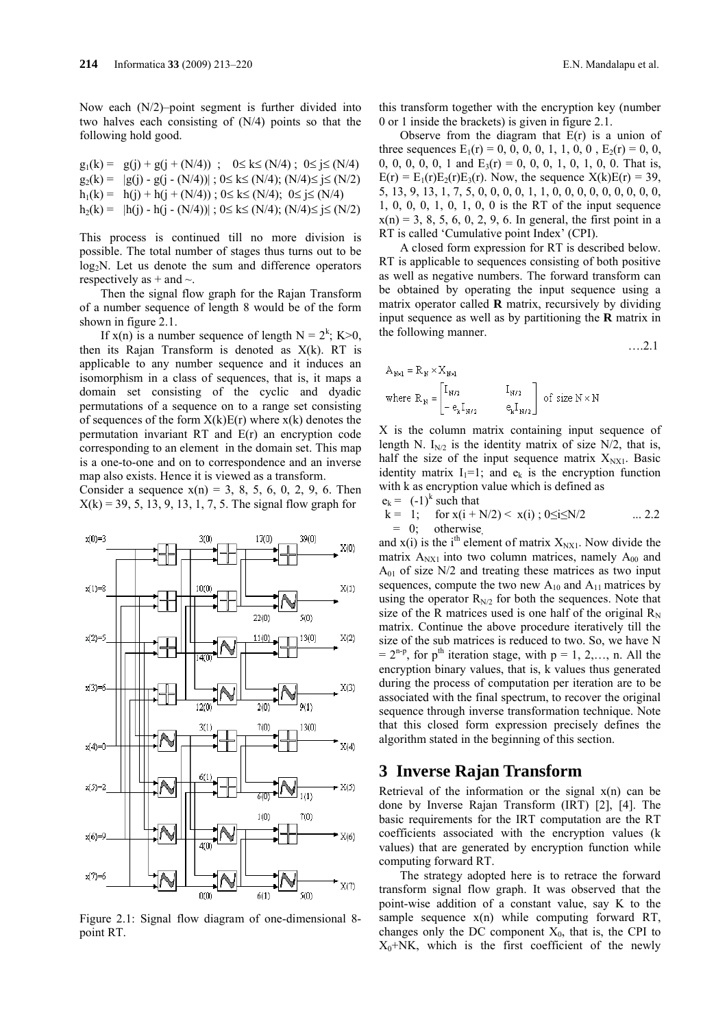Now each (N/2)–point segment is further divided into two halves each consisting of (N/4) points so that the following hold good.

$g_1(k) = g(j) + g(j + (N/4))$ ; $0 \le k \le (N/4)$ ; $0 \le j \le (N/4)$
$g_2(k) = |g(j) - g(j - (N/4))|$ ; $0 \le k \le (N/4)$; $(N/4) \le j \le (N/2)$
$h_1(k) = h(j) + h(j + (N/4))$ ; $0 \le k \le (N/4)$; $0 \le j \le (N/4)$
$h_2(k) = |h(j) - h(j - (N/4))|$ ; $0 \le k \le (N/4)$; $(N/4) \le j \le (N/2)$

This process is continued till no more division is possible. The total number of stages thus turns out to be $\log_2 N$. Let us denote the sum and difference operators respectively as + and ~.

Then the signal flow graph for the Rajan Transform of a number sequence of length 8 would be of the form shown in figure 2.1.

If x(n) is a number sequence of length $N = 2^k$; K>0, then its Rajan Transform is denoted as X(k). RT is applicable to any number sequence and it induces an isomorphism in a class of sequences, that is, it maps a domain set consisting of the cyclic and dyadic permutations of a sequence on to a range set consisting of sequences of the form X(k)E(r) where x(k) denotes the permutation invariant RT and E(r) an encryption code corresponding to an element in the domain set. This map is a one-to-one and on to correspondence and an inverse map also exists. Hence it is viewed as a transform.

Consider a sequence x(n) = 3, 8, 5, 6, 0, 2, 9, 6. Then X(k) = 39, 5, 13, 9, 13, 1, 7, 5. The signal flow graph for this transform together with the encryption key (number 0 or 1 inside the brackets) is given in figure 2.1.

Figure 2.1: Signal flow diagram of one-dimensional 8-point RT.

Observe from the diagram that E(r) is a union of three sequences $E_1(r)$ = 0, 0, 0, 0, 1, 1, 0, 0 , $E_2(r)$ = 0, 0, 0, 0, 0, 0, 0, 1 and $E_3(r)$ = 0, 0, 0, 1, 0, 1, 0, 0. That is, $E(r) = E_1(r)E_2(r)E_3(r)$. Now, the sequence X(k)E(r) = 39, 5, 13, 9, 13, 1, 7, 5, 0, 0, 0, 0, 1, 1, 0, 0, 0, 0, 0, 0, 0, 0, 1, 0, 0, 0, 1, 0, 1, 0, 0 is the RT of the input sequence x(n) = 3, 8, 5, 6, 0, 2, 9, 6. In general, the first point in a RT is called 'Cumulative point Index' (CPI).

A closed form expression for RT is described below. RT is applicable to sequences consisting of both positive as well as negative numbers. The forward transform can be obtained by operating the input sequence using a matrix operator called **R** matrix, recursively by dividing input sequence as well as by partitioning the **R** matrix in the following manner.

$$A_{N\times 1} = R_N \times X_{N\times 1}$$
$$\text{where } R_N = \begin{bmatrix} I_{N/2} & I_{N/2} \\ -e_k I_{N/2} & e_k I_{N/2} \end{bmatrix} \text{ of size } N \times N \quad \text{....2.1}$$

X is the column matrix containing input sequence of length N. $I_{N/2}$ is the identity matrix of size N/2, that is, half the size of the input sequence matrix $X_{NX1}$. Basic identity matrix $I_1$=1; and $e_k$ is the encryption function with k as encryption value which is defined as

$e_k = (-1)^k$ such that
$k = 1$; for $x(i + N/2) < x(i)$ ; $0 \le i \le N/2$ ... 2.2
$= 0$; otherwise,

and x(i) is the $i^{th}$ element of matrix $X_{NX1}$. Now divide the matrix $A_{NX1}$ into two column matrices, namely $A_{00}$ and $A_{01}$ of size N/2 and treating these matrices as two input sequences, compute the two new $A_{10}$ and $A_{11}$ matrices by using the operator $R_{N/2}$ for both the sequences. Note that size of the R matrices used is one half of the original $R_N$ matrix. Continue the above procedure iteratively till the size of the sub matrices is reduced to two. So, we have $N = 2^{n-p}$, for $p^{th}$ iteration stage, with p = 1, 2,…, n. All the encryption binary values, that is, k values thus generated during the process of computation per iteration are to be associated with the final spectrum, to recover the original sequence through inverse transformation technique. Note that this closed form expression precisely defines the algorithm stated in the beginning of this section.

# 3 Inverse Rajan Transform

Retrieval of the information or the signal x(n) can be done by Inverse Rajan Transform (IRT) [2], [4]. The basic requirements for the IRT computation are the RT coefficients associated with the encryption values (k values) that are generated by encryption function while computing forward RT.

The strategy adopted here is to retrace the forward transform signal flow graph. It was observed that the point-wise addition of a constant value, say K to the sample sequence x(n) while computing forward RT, changes only the DC component $X_0$, that is, the CPI to $X_0$+NK, which is the first coefficient of the newly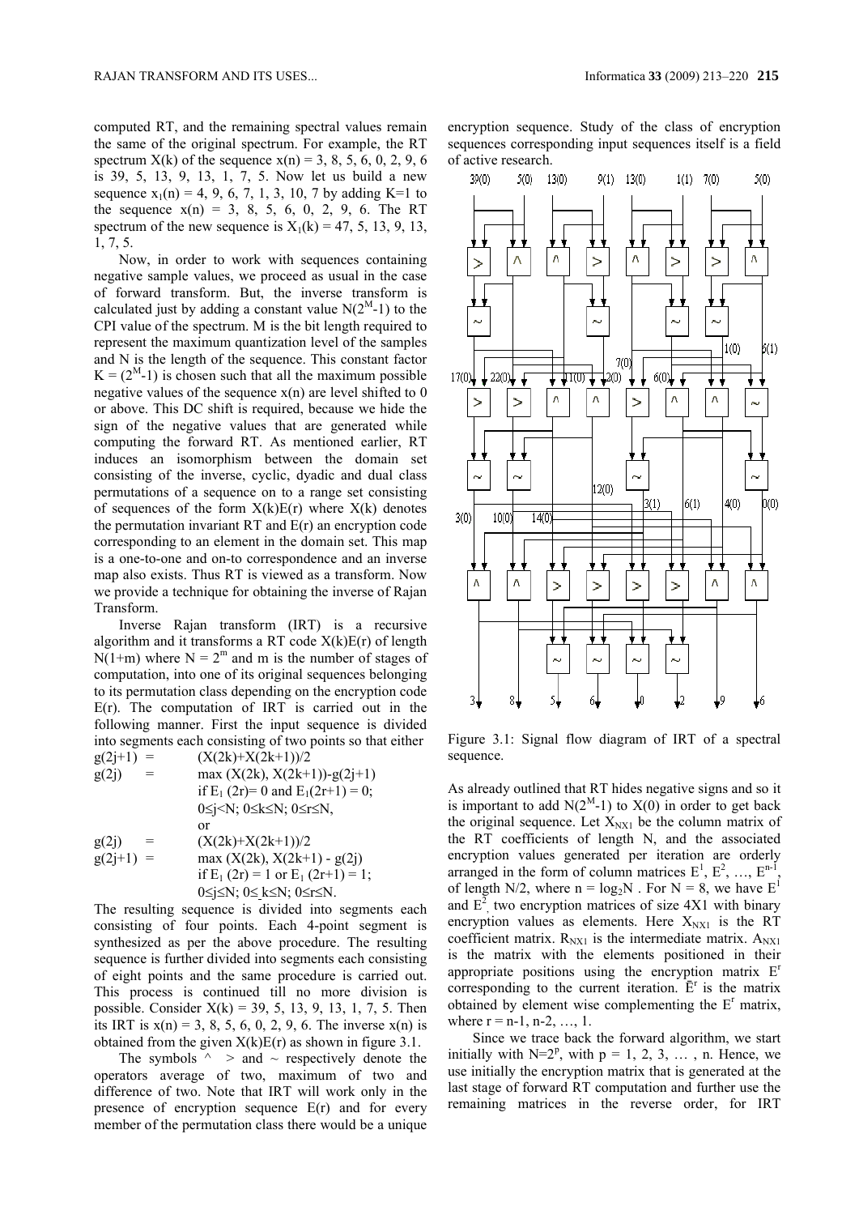computed RT, and the remaining spectral values remain the same of the original spectrum. For example, the RT spectrum $X(k)$ of the sequence $x(n) = 3, 8, 5, 6, 0, 2, 9, 6$ is 39, 5, 13, 9, 13, 1, 7, 5. Now let us build a new sequence $x_1(n) = 4, 9, 6, 7, 1, 3, 10, 7$ by adding K=1 to the sequence $x(n) = 3, 8, 5, 6, 0, 2, 9, 6$. The RT spectrum of the new sequence is $X_1(k) = 47, 5, 13, 9, 13, 1, 7, 5$.

Now, in order to work with sequences containing negative sample values, we proceed as usual in the case of forward transform. But, the inverse transform is calculated just by adding a constant value $N(2^M-1)$ to the CPI value of the spectrum. M is the bit length required to represent the maximum quantization level of the samples and N is the length of the sequence. This constant factor $K = (2^M-1)$ is chosen such that all the maximum possible negative values of the sequence $x(n)$ are level shifted to 0 or above. This DC shift is required, because we hide the sign of the negative values that are generated while computing the forward RT. As mentioned earlier, RT induces an isomorphism between the domain set consisting of the inverse, cyclic, dyadic and dual class permutations of a sequence on to a range set consisting of sequences of the form $X(k)E(r)$ where $X(k)$ denotes the permutation invariant RT and $E(r)$ an encryption code corresponding to an element in the domain set. This map is a one-to-one and on-to correspondence and an inverse map also exists. Thus RT is viewed as a transform. Now we provide a technique for obtaining the inverse of Rajan Transform.

Inverse Rajan transform (IRT) is a recursive algorithm and it transforms a RT code $X(k)E(r)$ of length $N(1+m)$ where $N = 2^m$ and m is the number of stages of computation, into one of its original sequences belonging to its permutation class depending on the encryption code $E(r)$. The computation of IRT is carried out in the following manner. First the input sequence is divided into segments each consisting of two points so that either

$g(2j+1) = (X(2k)+X(2k+1))/2$
$g(2j) = \max(X(2k), X(2k+1))-g(2j+1)$
if $E_1(2r)= 0$ and $E_1(2r+1) = 0$;
$0\le j<N$; $0\le k\le N$; $0\le r\le N$,

or

$g(2j) = (X(2k)+X(2k+1))/2$
$g(2j+1) = \max(X(2k), X(2k+1) - g(2j)$
if $E_1(2r) = 1$ or $E_1(2r+1) = 1$;
$0\le j\le N$; $0\le k\le N$; $0\le r\le N$.

The resulting sequence is divided into segments each consisting of four points. Each 4-point segment is synthesized as per the above procedure. The resulting sequence is further divided into segments each consisting of eight points and the same procedure is carried out. This process is continued till no more division is possible. Consider $X(k) = 39, 5, 13, 9, 13, 1, 7, 5$. Then its IRT is $x(n) = 3, 8, 5, 6, 0, 2, 9, 6$. The inverse $x(n)$ is obtained from the given $X(k)E(r)$ as shown in figure 3.1.

The symbols ^ > and ~ respectively denote the operators average of two, maximum of two and difference of two. Note that IRT will work only in the presence of encryption sequence $E(r)$ and for every member of the permutation class there would be a unique encryption sequence. Study of the class of encryption sequences corresponding input sequences itself is a field of active research.

Figure 3.1: Signal flow diagram of IRT of a spectral sequence.

As already outlined that RT hides negative signs and so it is important to add $N(2^M-1)$ to $X(0)$ in order to get back the original sequence. Let $X_{NX1}$ be the column matrix of the RT coefficients of length N, and the associated encryption values generated per iteration are orderly arranged in the form of column matrices $E^1, E^2, \ldots, E^{n-1}$, of length N/2, where $n = \log_2 N$. For N = 8, we have $E^1$ and $E^2$, two encryption matrices of size 4X1 with binary encryption values as elements. Here $X_{NX1}$ is the RT coefficient matrix. $R_{NX1}$ is the intermediate matrix. $A_{NX1}$ is the matrix with the elements positioned in their appropriate positions using the encryption matrix $E^r$ corresponding to the current iteration. $\bar{E}^r$ is the matrix obtained by element wise complementing the $E^r$ matrix, where $r = n-1, n-2, \ldots, 1$.

Since we trace back the forward algorithm, we start initially with $N=2^p$, with $p = 1, 2, 3, \ldots, n$. Hence, we use initially the encryption matrix that is generated at the last stage of forward RT computation and further use the remaining matrices in the reverse order, for IRT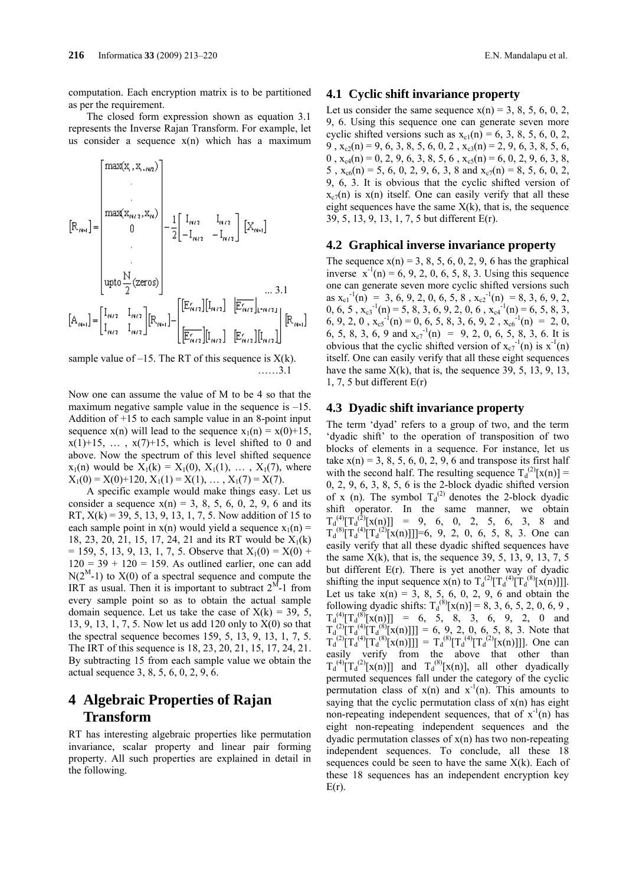computation. Each encryption matrix is to be partitioned as per the requirement.

The closed form expression shown as equation 3.1 represents the Inverse Rajan Transform. For example, let us consider a sequence x(n) which has a maximum

$$
[R_{N\times1}] = \begin{bmatrix} \max(x_1, x_{1+N/2}) \\ \cdot \\ \cdot \\ \max(x_{N/2}, x_N) \\ 0 \\ \cdot \\ \cdot \\ \text{upto}\,\frac{N}{2}(\text{zeros}) \end{bmatrix} - \frac{1}{2}\begin{bmatrix} I_{N/2} & I_{N/2} \\ -I_{N/2} & -I_{N/2} \end{bmatrix}[X_{N\times1}] \quad \text{... 3.1}
$$

$$
[A_{N\times1}] = \begin{bmatrix} I_{N/2} & I_{N/2} \\ I_{N/2} & I_{N/2} \end{bmatrix}[R_{N\times1}] - \begin{bmatrix} [E^r_{N/2}][I_{N/2}] & [\overline{E^r_{N/2}}]_{1\times N/2} \\ [\overline{E^r_{N/2}}][I_{N/2}] & [E^r_{N/2}][I_{N/2}] \end{bmatrix}[R_{N\times1}]
$$

sample value of –15. The RT of this sequence is X(k).

……3.1

Now one can assume the value of M to be 4 so that the maximum negative sample value in the sequence is –15. Addition of +15 to each sample value in an 8-point input sequence x(n) will lead to the sequence $x_1(n) = x(0)+15$, $x(1)+15$, … , $x(7)+15$, which is level shifted to 0 and above. Now the spectrum of this level shifted sequence $x_1(n)$ would be $X_1(k) = X_1(0)$, $X_1(1)$, … , $X_1(7)$, where $X_1(0) = X(0)+120$, $X_1(1) = X(1)$, … , $X_1(7) = X(7)$.

A specific example would make things easy. Let us consider a sequence x(n) = 3, 8, 5, 6, 0, 2, 9, 6 and its RT, X(k) = 39, 5, 13, 9, 13, 1, 7, 5. Now addition of 15 to each sample point in x(n) would yield a sequence $x_1(n)$ = 18, 23, 20, 21, 15, 17, 24, 21 and its RT would be $X_1(k)$ = 159, 5, 13, 9, 13, 1, 7, 5. Observe that $X_1(0) = X(0) + 120 = 39 + 120 = 159$. As outlined earlier, one can add $N(2^M-1)$ to X(0) of a spectral sequence and compute the IRT as usual. Then it is important to subtract $2^M-1$ from every sample point so as to obtain the actual sample domain sequence. Let us take the case of X(k) = 39, 5, 13, 9, 13, 1, 7, 5. Now let us add 120 only to X(0) so that the spectral sequence becomes 159, 5, 13, 9, 13, 1, 7, 5. The IRT of this sequence is 18, 23, 20, 21, 15, 17, 24, 21. By subtracting 15 from each sample value we obtain the actual sequence 3, 8, 5, 6, 0, 2, 9, 6.

# 4 Algebraic Properties of Rajan Transform

RT has interesting algebraic properties like permutation invariance, scalar property and linear pair forming property. All such properties are explained in detail in the following.

## 4.1 Cyclic shift invariance property

Let us consider the same sequence x(n) = 3, 8, 5, 6, 0, 2, 9, 6. Using this sequence one can generate seven more cyclic shifted versions such as $x_{c1}(n)$ = 6, 3, 8, 5, 6, 0, 2, 9 , $x_{c2}(n)$ = 9, 6, 3, 8, 5, 6, 0, 2 , $x_{c3}(n)$ = 2, 9, 6, 3, 8, 5, 6, 0 , $x_{c4}(n)$ = 0, 2, 9, 6, 3, 8, 5, 6 , $x_{c5}(n)$ = 6, 0, 2, 9, 6, 3, 8, 5 , $x_{c6}(n)$ = 5, 6, 0, 2, 9, 6, 3, 8 and $x_{c7}(n)$ = 8, 5, 6, 0, 2, 9, 6, 3. It is obvious that the cyclic shifted version of $x_{c7}(n)$ is x(n) itself. One can easily verify that all these eight sequences have the same X(k), that is, the sequence 39, 5, 13, 9, 13, 1, 7, 5 but different E(r).

## 4.2 Graphical inverse invariance property

The sequence x(n) = 3, 8, 5, 6, 0, 2, 9, 6 has the graphical inverse $x^{-1}(n)$ = 6, 9, 2, 0, 6, 5, 8, 3. Using this sequence one can generate seven more cyclic shifted versions such as $x_{c1}^{-1}(n)$ = 3, 6, 9, 2, 0, 6, 5, 8 , $x_{c2}^{-1}(n)$ = 8, 3, 6, 9, 2, 0, 6, 5 , $x_{c3}^{-1}(n)$ = 5, 8, 3, 6, 9, 2, 0, 6 , $x_{c4}^{-1}(n)$ = 6, 5, 8, 3, 6, 9, 2, 0 , $x_{c5}^{-1}(n)$ = 0, 6, 5, 8, 3, 6, 9, 2 , $x_{c6}^{-1}(n)$ = 2, 0, 6, 5, 8, 3, 6, 9 and $x_{c7}^{-1}(n)$ = 9, 2, 0, 6, 5, 8, 3, 6. It is obvious that the cyclic shifted version of $x_{c7}^{-1}(n)$ is $x^{-1}(n)$ itself. One can easily verify that all these eight sequences have the same X(k), that is, the sequence 39, 5, 13, 9, 13, 1, 7, 5 but different E(r)

## 4.3 Dyadic shift invariance property

The term 'dyad' refers to a group of two, and the term 'dyadic shift' to the operation of transposition of two blocks of elements in a sequence. For instance, let us take x(n) = 3, 8, 5, 6, 0, 2, 9, 6 and transpose its first half with the second half. The resulting sequence $T_d^{(2)}[x(n)]$ = 0, 2, 9, 6, 3, 8, 5, 6 is the 2-block dyadic shifted version of x (n). The symbol $T_d^{(2)}$ denotes the 2-block dyadic shift operator. In the same manner, we obtain $T_d^{(4)}[T_d^{(2)}[x(n)]]$ = 9, 6, 0, 2, 5, 6, 3, 8 and $T_d^{(8)}[T_d^{(4)}[T_d^{(2)}[x(n)]]]$=6, 9, 2, 0, 6, 5, 8, 3. One can easily verify that all these dyadic shifted sequences have the same X(k), that is, the sequence 39, 5, 13, 9, 13, 7, 5 but different E(r). There is yet another way of dyadic shifting the input sequence x(n) to $T_d^{(2)}[T_d^{(4)}[T_d^{(8)}[x(n)]]]$. Let us take x(n) = 3, 8, 5, 6, 0, 2, 9, 6 and obtain the following dyadic shifts: $T_d^{(8)}[x(n)]$ = 8, 3, 6, 5, 2, 0, 6, 9 , $T_d^{(4)}[T_d^{(8)}[x(n)]]$ = 6, 5, 8, 3, 6, 9, 2, 0 and $T_d^{(2)}[T_d^{(4)}[T_d^{(8)}[x(n)]]]$ = 6, 9, 2, 0, 6, 5, 8, 3. Note that $T_d^{(2)}[T_d^{(4)}[T_d^{(8)}[x(n)]]] = T_d^{(8)}[T_d^{(4)}[T_d^{(2)}[x(n)]]]$. One can easily verify from the above that other than $T_d^{(4)}[T_d^{(2)}[x(n)]]$ and $T_d^{(8)}[x(n)]$, all other dyadically permuted sequences fall under the category of the cyclic permutation class of x(n) and $x^{-1}(n)$. This amounts to saying that the cyclic permutation class of x(n) has eight non-repeating independent sequences, that of $x^{-1}(n)$ has eight non-repeating independent sequences and the dyadic permutation classes of x(n) has two non-repeating independent sequences. To conclude, all these 18 sequences could be seen to have the same X(k). Each of these 18 sequences has an independent encryption key E(r).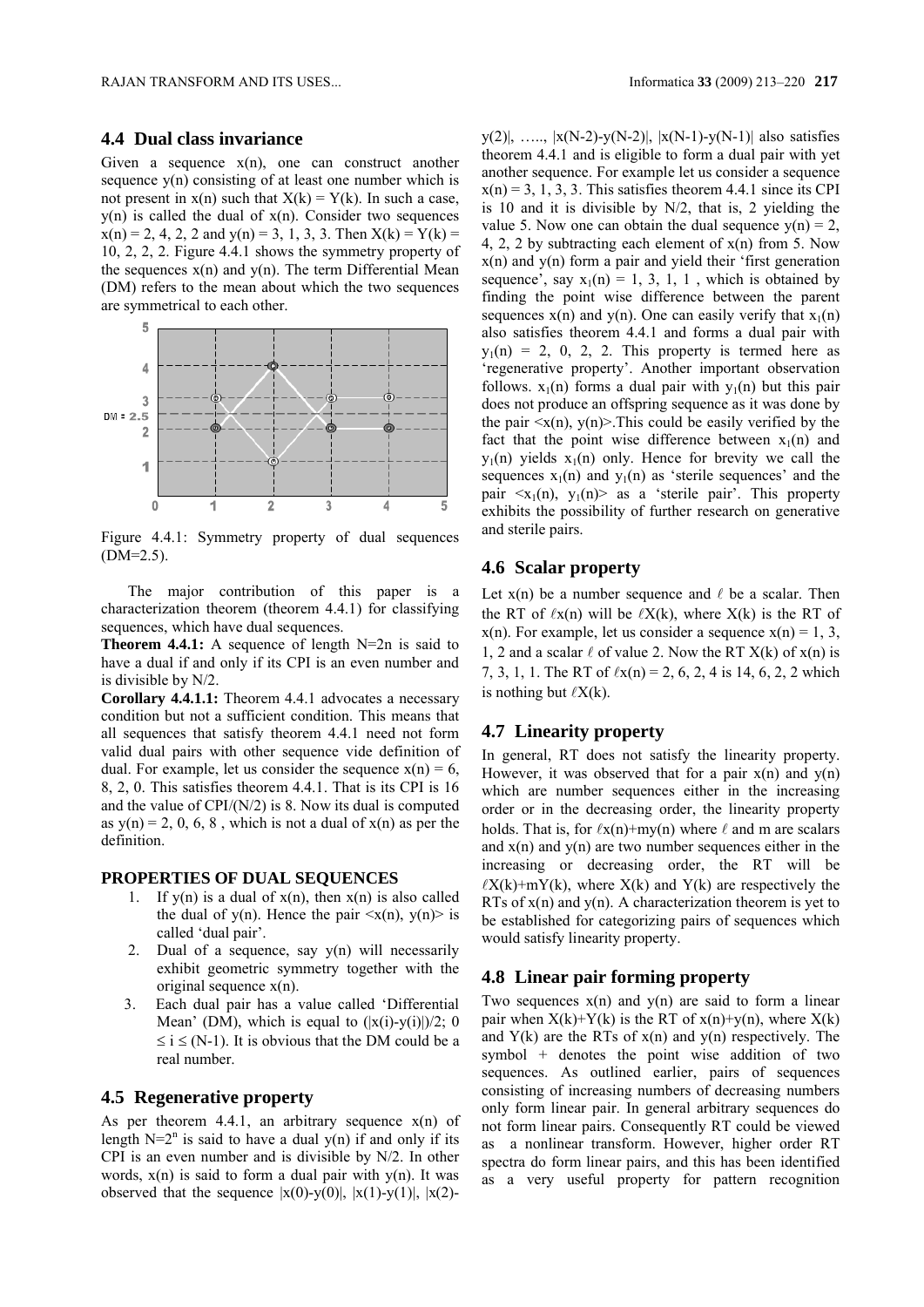## 4.4 Dual class invariance

Given a sequence $x(n)$, one can construct another sequence $y(n)$ consisting of at least one number which is not present in $x(n)$ such that $X(k) = Y(k)$. In such a case, $y(n)$ is called the dual of $x(n)$. Consider two sequences $x(n) = 2, 4, 2, 2$ and $y(n) = 3, 1, 3, 3$. Then $X(k) = Y(k) = 10, 2, 2, 2$. Figure 4.4.1 shows the symmetry property of the sequences $x(n)$ and $y(n)$. The term Differential Mean (DM) refers to the mean about which the two sequences are symmetrical to each other.

Figure 4.4.1: Symmetry property of dual sequences (DM=2.5).

The major contribution of this paper is a characterization theorem (theorem 4.4.1) for classifying sequences, which have dual sequences.

**Theorem 4.4.1:** A sequence of length $N=2n$ is said to have a dual if and only if its CPI is an even number and is divisible by $N/2$.

**Corollary 4.4.1.1:** Theorem 4.4.1 advocates a necessary condition but not a sufficient condition. This means that all sequences that satisfy theorem 4.4.1 need not form valid dual pairs with other sequence vide definition of dual. For example, let us consider the sequence $x(n) = 6, 8, 2, 0$. This satisfies theorem 4.4.1. That is its CPI is 16 and the value of CPI/(N/2) is 8. Now its dual is computed as $y(n) = 2, 0, 6, 8$ , which is not a dual of $x(n)$ as per the definition.

### PROPERTIES OF DUAL SEQUENCES

1. If $y(n)$ is a dual of $x(n)$, then $x(n)$ is also called the dual of $y(n)$. Hence the pair $<x(n), y(n)>$ is called 'dual pair'.
2. Dual of a sequence, say $y(n)$ will necessarily exhibit geometric symmetry together with the original sequence $x(n)$.
3. Each dual pair has a value called 'Differential Mean' (DM), which is equal to $(|x(i)-y(i)|)/2$; $0 \leq i \leq (N-1)$. It is obvious that the DM could be a real number.

## 4.5 Regenerative property

As per theorem 4.4.1, an arbitrary sequence $x(n)$ of length $N=2^n$ is said to have a dual $y(n)$ if and only if its CPI is an even number and is divisible by $N/2$. In other words, $x(n)$ is said to form a dual pair with $y(n)$. It was observed that the sequence $|x(0)-y(0)|$, $|x(1)-y(1)|$, $|x(2)-y(2)|$, ….., $|x(N-2)-y(N-2)|$, $|x(N-1)-y(N-1)|$ also satisfies theorem 4.4.1 and is eligible to form a dual pair with yet another sequence. For example let us consider a sequence $x(n) = 3, 1, 3, 3$. This satisfies theorem 4.4.1 since its CPI is 10 and it is divisible by $N/2$, that is, 2 yielding the value 5. Now one can obtain the dual sequence $y(n) = 2, 4, 2, 2$ by subtracting each element of $x(n)$ from 5. Now $x(n)$ and $y(n)$ form a pair and yield their 'first generation sequence', say $x_1(n) = 1, 3, 1, 1$ , which is obtained by finding the point wise difference between the parent sequences $x(n)$ and $y(n)$. One can easily verify that $x_1(n)$ also satisfies theorem 4.4.1 and forms a dual pair with $y_1(n) = 2, 0, 2, 2$. This property is termed here as 'regenerative property'. Another important observation follows. $x_1(n)$ forms a dual pair with $y_1(n)$ but this pair does not produce an offspring sequence as it was done by the pair $<x(n), y(n)>$.This could be easily verified by the fact that the point wise difference between $x_1(n)$ and $y_1(n)$ yields $x_1(n)$ only. Hence for brevity we call the sequences $x_1(n)$ and $y_1(n)$ as 'sterile sequences' and the pair $<x_1(n), y_1(n)>$ as a 'sterile pair'. This property exhibits the possibility of further research on generative and sterile pairs.

## 4.6 Scalar property

Let $x(n)$ be a number sequence and $\ell$ be a scalar. Then the RT of $\ell x(n)$ will be $\ell X(k)$, where $X(k)$ is the RT of $x(n)$. For example, let us consider a sequence $x(n) = 1, 3, 1, 2$ and a scalar $\ell$ of value 2. Now the RT $X(k)$ of $x(n)$ is 7, 3, 1, 1. The RT of $\ell x(n) = 2, 6, 2, 4$ is 14, 6, 2, 2 which is nothing but $\ell X(k)$.

## 4.7 Linearity property

In general, RT does not satisfy the linearity property. However, it was observed that for a pair $x(n)$ and $y(n)$ which are number sequences either in the increasing order or in the decreasing order, the linearity property holds. That is, for $\ell x(n)+my(n)$ where $\ell$ and m are scalars and $x(n)$ and $y(n)$ are two number sequences either in the increasing or decreasing order, the RT will be $\ell X(k)+mY(k)$, where $X(k)$ and $Y(k)$ are respectively the RTs of $x(n)$ and $y(n)$. A characterization theorem is yet to be established for categorizing pairs of sequences which would satisfy linearity property.

## 4.8 Linear pair forming property

Two sequences $x(n)$ and $y(n)$ are said to form a linear pair when $X(k)+Y(k)$ is the RT of $x(n)+y(n)$, where $X(k)$ and $Y(k)$ are the RTs of $x(n)$ and $y(n)$ respectively. The symbol + denotes the point wise addition of two sequences. As outlined earlier, pairs of sequences consisting of increasing numbers of decreasing numbers only form linear pair. In general arbitrary sequences do not form linear pairs. Consequently RT could be viewed as a nonlinear transform. However, higher order RT spectra do form linear pairs, and this has been identified as a very useful property for pattern recognition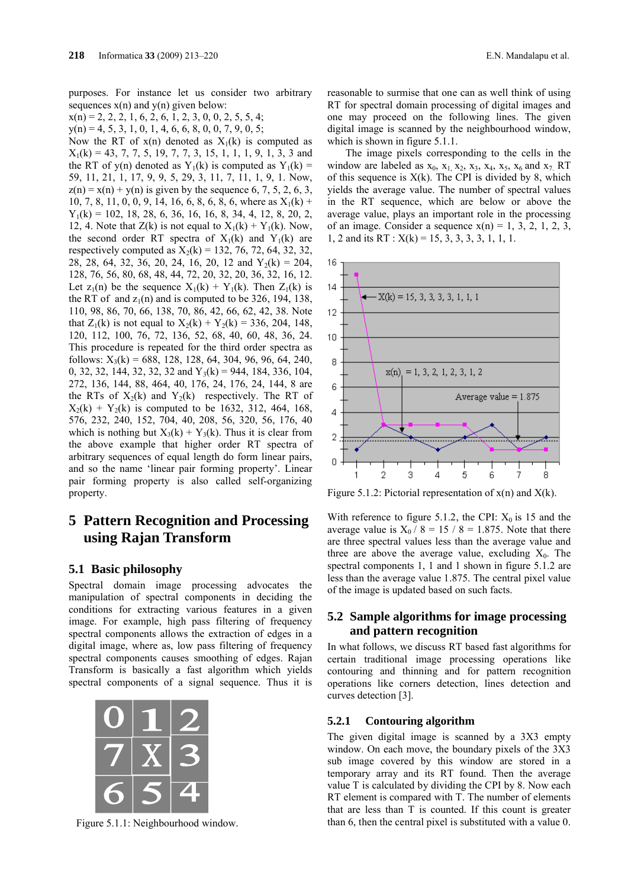purposes. For instance let us consider two arbitrary sequences x(n) and y(n) given below:
x(n) = 2, 2, 2, 1, 6, 2, 6, 1, 2, 3, 0, 0, 2, 5, 5, 4;
y(n) = 4, 5, 3, 1, 0, 1, 4, 6, 6, 8, 0, 0, 7, 9, 0, 5;
Now the RT of x(n) denoted as $X_1(k)$ is computed as $X_1(k)$ = 43, 7, 7, 5, 19, 7, 7, 3, 15, 1, 1, 1, 9, 1, 3, 3 and the RT of y(n) denoted as $Y_1(k)$ is computed as $Y_1(k)$ = 59, 11, 21, 1, 17, 9, 9, 5, 29, 3, 11, 7, 11, 1, 9, 1. Now, z(n) = x(n) + y(n) is given by the sequence 6, 7, 5, 2, 6, 3, 10, 7, 8, 11, 0, 0, 9, 14, 16, 6, 8, 6, 8, 6, where as $X_1(k)$ + $Y_1(k)$ = 102, 18, 28, 6, 36, 16, 16, 8, 34, 4, 12, 8, 20, 2, 12, 4. Note that Z(k) is not equal to $X_1(k)$ + $Y_1(k)$. Now, the second order RT spectra of $X_1(k)$ and $Y_1(k)$ are respectively computed as $X_2(k)$ = 132, 76, 72, 64, 32, 32, 28, 28, 64, 32, 36, 20, 24, 16, 20, 12 and $Y_2(k)$ = 204, 128, 76, 56, 80, 68, 48, 44, 72, 20, 32, 20, 36, 32, 16, 12. Let $z_1(n)$ be the sequence $X_1(k)$ + $Y_1(k)$. Then $Z_1(k)$ is the RT of and $z_1(n)$ and is computed to be 326, 194, 138, 110, 98, 86, 70, 66, 138, 70, 86, 42, 66, 62, 42, 38. Note that $Z_1(k)$ is not equal to $X_2(k)$ + $Y_2(k)$ = 336, 204, 148, 120, 112, 100, 76, 72, 136, 52, 68, 40, 60, 48, 36, 24. This procedure is repeated for the third order spectra as follows: $X_3(k)$ = 688, 128, 128, 64, 304, 96, 96, 64, 240, 0, 32, 32, 144, 32, 32, 32 and $Y_3(k)$ = 944, 184, 336, 104, 272, 136, 144, 88, 464, 40, 176, 24, 176, 24, 144, 8 are the RTs of $X_2(k)$ and $Y_2(k)$ respectively. The RT of $X_2(k)$ + $Y_2(k)$ is computed to be 1632, 312, 464, 168, 576, 232, 240, 152, 704, 40, 208, 56, 320, 56, 176, 40 which is nothing but $X_3(k)$ + $Y_3(k)$. Thus it is clear from the above example that higher order RT spectra of arbitrary sequences of equal length do form linear pairs, and so the name 'linear pair forming property'. Linear pair forming property is also called self-organizing property.

# 5 Pattern Recognition and Processing using Rajan Transform

## 5.1 Basic philosophy

Spectral domain image processing advocates the manipulation of spectral components in deciding the conditions for extracting various features in a given image. For example, high pass filtering of frequency spectral components allows the extraction of edges in a digital image, where as, low pass filtering of frequency spectral components causes smoothing of edges. Rajan Transform is basically a fast algorithm which yields spectral components of a signal sequence. Thus it is reasonable to surmise that one can as well think of using RT for spectral domain processing of digital images and one may proceed on the following lines. The given digital image is scanned by the neighbourhood window, which is shown in figure 5.1.1.

| 0 | 1 | 2 |
|---|---|---|
| 7 | X | 3 |
| 6 | 5 | 4 |

Figure 5.1.1: Neighbourhood window.

The image pixels corresponding to the cells in the window are labeled as $x_0$, $x_1$, $x_2$, $x_3$, $x_4$, $x_5$, $x_6$ and $x_7$. RT of this sequence is X(k). The CPI is divided by 8, which yields the average value. The number of spectral values in the RT sequence, which are below or above the average value, plays an important role in the processing of an image. Consider a sequence x(n) = 1, 3, 2, 1, 2, 3, 1, 2 and its RT : X(k) = 15, 3, 3, 3, 3, 1, 1, 1.

Figure 5.1.2: Pictorial representation of x(n) and X(k).

With reference to figure 5.1.2, the CPI: $X_0$ is 15 and the average value is $X_0$ / 8 = 15 / 8 = 1.875. Note that there are three spectral values less than the average value and three are above the average value, excluding $X_0$. The spectral components 1, 1 and 1 shown in figure 5.1.2 are less than the average value 1.875. The central pixel value of the image is updated based on such facts.

## 5.2 Sample algorithms for image processing and pattern recognition

In what follows, we discuss RT based fast algorithms for certain traditional image processing operations like contouring and thinning and for pattern recognition operations like corners detection, lines detection and curves detection [3].

### 5.2.1 Contouring algorithm

The given digital image is scanned by a 3X3 empty window. On each move, the boundary pixels of the 3X3 sub image covered by this window are stored in a temporary array and its RT found. Then the average value T is calculated by dividing the CPI by 8. Now each RT element is compared with T. The number of elements that are less than T is counted. If this count is greater than 6, then the central pixel is substituted with a value 0.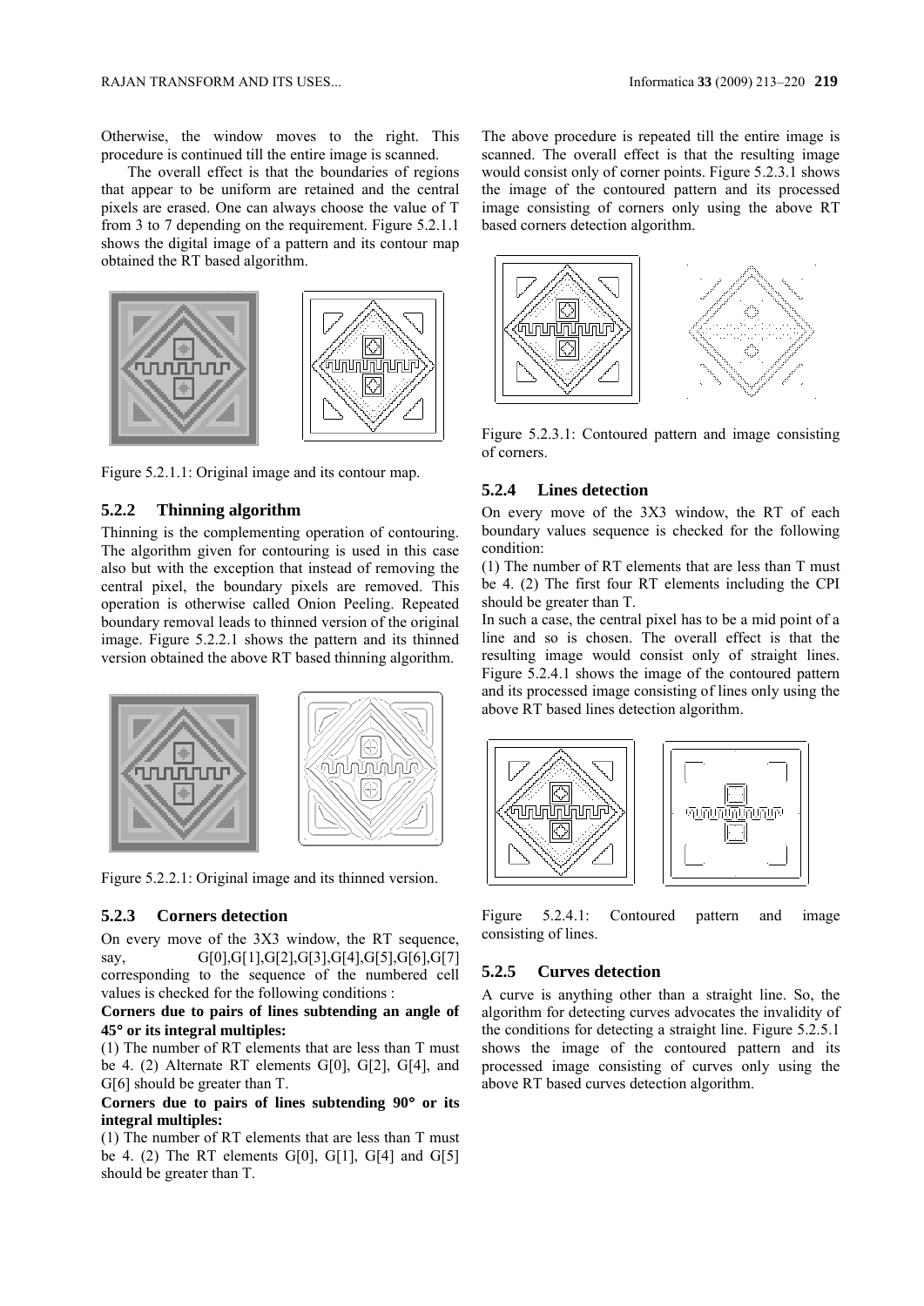Otherwise, the window moves to the right. This procedure is continued till the entire image is scanned.

The overall effect is that the boundaries of regions that appear to be uniform are retained and the central pixels are erased. One can always choose the value of T from 3 to 7 depending on the requirement. Figure 5.2.1.1 shows the digital image of a pattern and its contour map obtained the RT based algorithm.

Figure 5.2.1.1: Original image and its contour map.

### 5.2.2 Thinning algorithm

Thinning is the complementing operation of contouring. The algorithm given for contouring is used in this case also but with the exception that instead of removing the central pixel, the boundary pixels are removed. This operation is otherwise called Onion Peeling. Repeated boundary removal leads to thinned version of the original image. Figure 5.2.2.1 shows the pattern and its thinned version obtained the above RT based thinning algorithm.

Figure 5.2.2.1: Original image and its thinned version.

### 5.2.3 Corners detection

On every move of the 3X3 window, the RT sequence, say, G[0],G[1],G[2],G[3],G[4],G[5],G[6],G[7] corresponding to the sequence of the numbered cell values is checked for the following conditions :

**Corners due to pairs of lines subtending an angle of 45° or its integral multiples:**

(1) The number of RT elements that are less than T must be 4. (2) Alternate RT elements G[0], G[2], G[4], and G[6] should be greater than T.

**Corners due to pairs of lines subtending 90° or its integral multiples:**

(1) The number of RT elements that are less than T must be 4. (2) The RT elements G[0], G[1], G[4] and G[5] should be greater than T.

The above procedure is repeated till the entire image is scanned. The overall effect is that the resulting image would consist only of corner points. Figure 5.2.3.1 shows the image of the contoured pattern and its processed image consisting of corners only using the above RT based corners detection algorithm.

Figure 5.2.3.1: Contoured pattern and image consisting of corners.

### 5.2.4 Lines detection

On every move of the 3X3 window, the RT of each boundary values sequence is checked for the following condition:

(1) The number of RT elements that are less than T must be 4. (2) The first four RT elements including the CPI should be greater than T.

In such a case, the central pixel has to be a mid point of a line and so is chosen. The overall effect is that the resulting image would consist only of straight lines. Figure 5.2.4.1 shows the image of the contoured pattern and its processed image consisting of lines only using the above RT based lines detection algorithm.

Figure 5.2.4.1: Contoured pattern and image consisting of lines.

### 5.2.5 Curves detection

A curve is anything other than a straight line. So, the algorithm for detecting curves advocates the invalidity of the conditions for detecting a straight line. Figure 5.2.5.1 shows the image of the contoured pattern and its processed image consisting of curves only using the above RT based curves detection algorithm.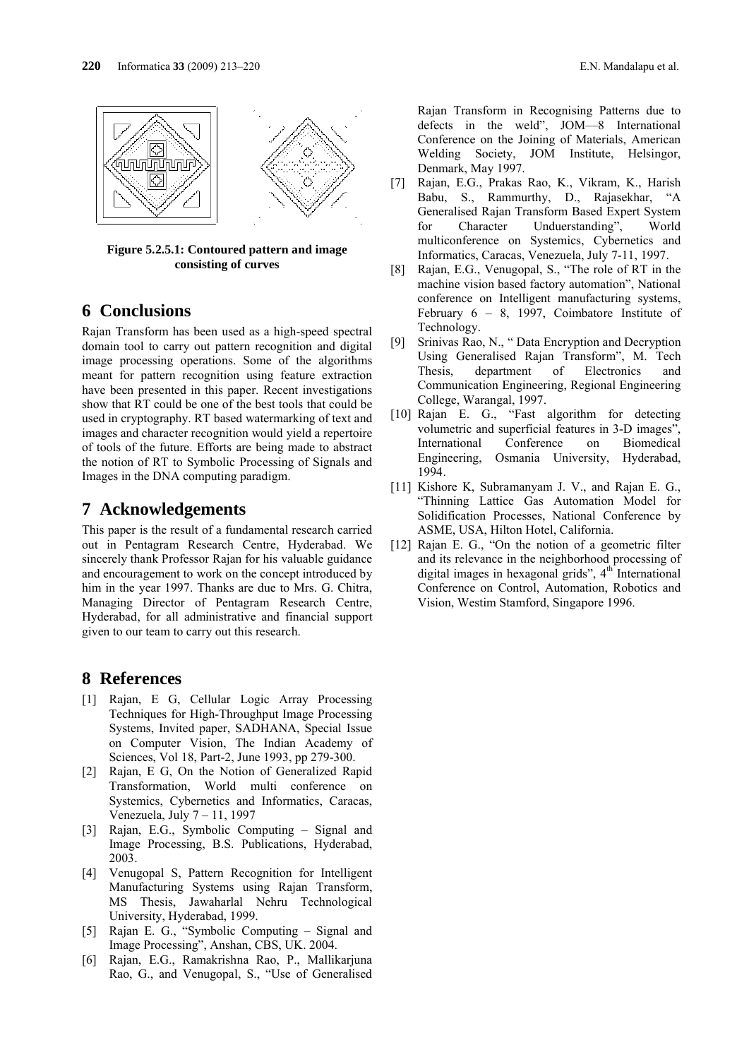Figure 5.2.5.1: Contoured pattern and image consisting of curves

## 6 Conclusions

Rajan Transform has been used as a high-speed spectral domain tool to carry out pattern recognition and digital image processing operations. Some of the algorithms meant for pattern recognition using feature extraction have been presented in this paper. Recent investigations show that RT could be one of the best tools that could be used in cryptography. RT based watermarking of text and images and character recognition would yield a repertoire of tools of the future. Efforts are being made to abstract the notion of RT to Symbolic Processing of Signals and Images in the DNA computing paradigm.

## 7 Acknowledgements

This paper is the result of a fundamental research carried out in Pentagram Research Centre, Hyderabad. We sincerely thank Professor Rajan for his valuable guidance and encouragement to work on the concept introduced by him in the year 1997. Thanks are due to Mrs. G. Chitra, Managing Director of Pentagram Research Centre, Hyderabad, for all administrative and financial support given to our team to carry out this research.

## 8 References

[1] Rajan, E G, Cellular Logic Array Processing Techniques for High-Throughput Image Processing Systems, Invited paper, SADHANA, Special Issue on Computer Vision, The Indian Academy of Sciences, Vol 18, Part-2, June 1993, pp 279-300.

[2] Rajan, E G, On the Notion of Generalized Rapid Transformation, World multi conference on Systemics, Cybernetics and Informatics, Caracas, Venezuela, July 7 – 11, 1997

[3] Rajan, E.G., Symbolic Computing – Signal and Image Processing, B.S. Publications, Hyderabad, 2003.

[4] Venugopal S, Pattern Recognition for Intelligent Manufacturing Systems using Rajan Transform, MS Thesis, Jawaharlal Nehru Technological University, Hyderabad, 1999.

[5] Rajan E. G., "Symbolic Computing – Signal and Image Processing", Anshan, CBS, UK. 2004.

[6] Rajan, E.G., Ramakrishna Rao, P., Mallikarjuna Rao, G., and Venugopal, S., "Use of Generalised Rajan Transform in Recognising Patterns due to defects in the weld", JOM—8 International Conference on the Joining of Materials, American Welding Society, JOM Institute, Helsingor, Denmark, May 1997.

[7] Rajan, E.G., Prakas Rao, K., Vikram, K., Harish Babu, S., Rammurthy, D., Rajasekhar, "A Generalised Rajan Transform Based Expert System for Character Unduerstanding", World multiconference on Systemics, Cybernetics and Informatics, Caracas, Venezuela, July 7-11, 1997.

[8] Rajan, E.G., Venugopal, S., "The role of RT in the machine vision based factory automation", National conference on Intelligent manufacturing systems, February 6 – 8, 1997, Coimbatore Institute of Technology.

[9] Srinivas Rao, N., " Data Encryption and Decryption Using Generalised Rajan Transform", M. Tech Thesis, department of Electronics and Communication Engineering, Regional Engineering College, Warangal, 1997.

[10] Rajan E. G., "Fast algorithm for detecting volumetric and superficial features in 3-D images", International Conference on Biomedical Engineering, Osmania University, Hyderabad, 1994.

[11] Kishore K, Subramanyam J. V., and Rajan E. G., "Thinning Lattice Gas Automation Model for Solidification Processes, National Conference by ASME, USA, Hilton Hotel, California.

[12] Rajan E. G., "On the notion of a geometric filter and its relevance in the neighborhood processing of digital images in hexagonal grids", 4th International Conference on Control, Automation, Robotics and Vision, Westim Stamford, Singapore 1996.